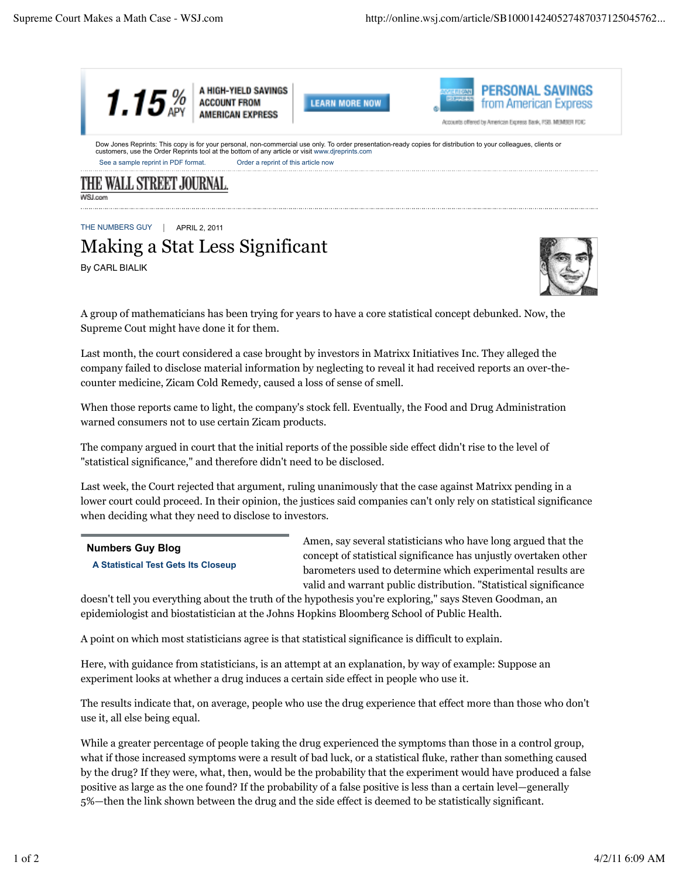Dow Jones Reprints: This copy is for your personal, non-commercial use only. To order presentation-ready copies for distribution to your colleagues, clients or customers, use the Order Reprints tool at the bottom of any article or visit www.djreprints.com

See a sample reprint in PDF format. Order a reprint of this article now

THE WALL STREET JOURNAL.
WSJ.com

THE NUMBERS GUY | APRIL 2, 2011

# Making a Stat Less Significant

By CARL BIALIK

A group of mathematicians has been trying for years to have a core statistical concept debunked. Now, the Supreme Cout might have done it for them.

Last month, the court considered a case brought by investors in Matrixx Initiatives Inc. They alleged the company failed to disclose material information by neglecting to reveal it had received reports an over-the-counter medicine, Zicam Cold Remedy, caused a loss of sense of smell.

When those reports came to light, the company's stock fell. Eventually, the Food and Drug Administration warned consumers not to use certain Zicam products.

The company argued in court that the initial reports of the possible side effect didn't rise to the level of "statistical significance," and therefore didn't need to be disclosed.

Last week, the Court rejected that argument, ruling unanimously that the case against Matrixx pending in a lower court could proceed. In their opinion, the justices said companies can't only rely on statistical significance when deciding what they need to disclose to investors.

**Numbers Guy Blog**

**A Statistical Test Gets Its Closeup**

Amen, say several statisticians who have long argued that the concept of statistical significance has unjustly overtaken other barometers used to determine which experimental results are valid and warrant public distribution. "Statistical significance doesn't tell you everything about the truth of the hypothesis you're exploring," says Steven Goodman, an epidemiologist and biostatistician at the Johns Hopkins Bloomberg School of Public Health.

A point on which most statisticians agree is that statistical significance is difficult to explain.

Here, with guidance from statisticians, is an attempt at an explanation, by way of example: Suppose an experiment looks at whether a drug induces a certain side effect in people who use it.

The results indicate that, on average, people who use the drug experience that effect more than those who don't use it, all else being equal.

While a greater percentage of people taking the drug experienced the symptoms than those in a control group, what if those increased symptoms were a result of bad luck, or a statistical fluke, rather than something caused by the drug? If they were, what, then, would be the probability that the experiment would have produced a false positive as large as the one found? If the probability of a false positive is less than a certain level—generally 5%—then the link shown between the drug and the side effect is deemed to be statistically significant.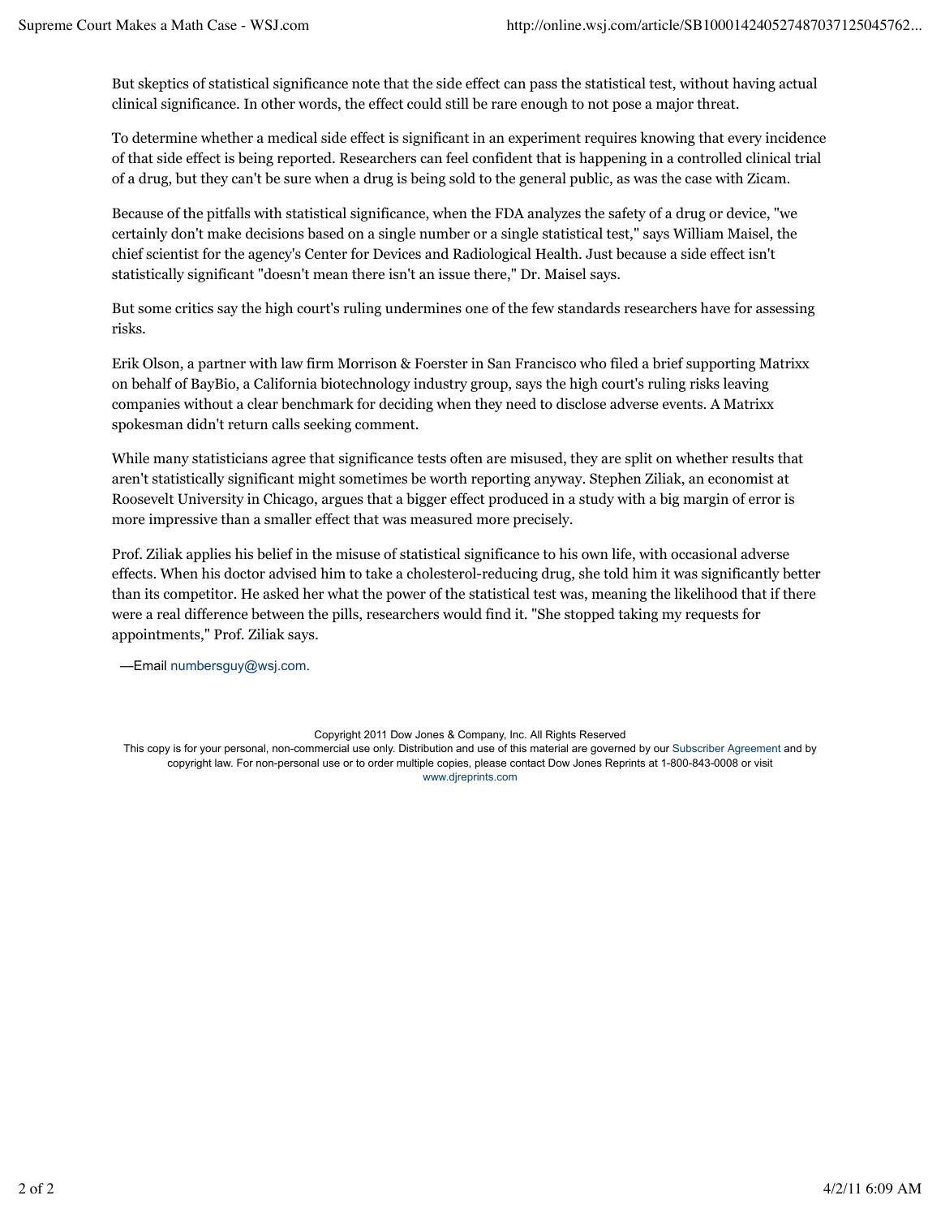But skeptics of statistical significance note that the side effect can pass the statistical test, without having actual clinical significance. In other words, the effect could still be rare enough to not pose a major threat.

To determine whether a medical side effect is significant in an experiment requires knowing that every incidence of that side effect is being reported. Researchers can feel confident that is happening in a controlled clinical trial of a drug, but they can't be sure when a drug is being sold to the general public, as was the case with Zicam.

Because of the pitfalls with statistical significance, when the FDA analyzes the safety of a drug or device, "we certainly don't make decisions based on a single number or a single statistical test," says William Maisel, the chief scientist for the agency's Center for Devices and Radiological Health. Just because a side effect isn't statistically significant "doesn't mean there isn't an issue there," Dr. Maisel says.

But some critics say the high court's ruling undermines one of the few standards researchers have for assessing risks.

Erik Olson, a partner with law firm Morrison & Foerster in San Francisco who filed a brief supporting Matrixx on behalf of BayBio, a California biotechnology industry group, says the high court's ruling risks leaving companies without a clear benchmark for deciding when they need to disclose adverse events. A Matrixx spokesman didn't return calls seeking comment.

While many statisticians agree that significance tests often are misused, they are split on whether results that aren't statistically significant might sometimes be worth reporting anyway. Stephen Ziliak, an economist at Roosevelt University in Chicago, argues that a bigger effect produced in a study with a big margin of error is more impressive than a smaller effect that was measured more precisely.

Prof. Ziliak applies his belief in the misuse of statistical significance to his own life, with occasional adverse effects. When his doctor advised him to take a cholesterol-reducing drug, she told him it was significantly better than its competitor. He asked her what the power of the statistical test was, meaning the likelihood that if there were a real difference between the pills, researchers would find it. "She stopped taking my requests for appointments," Prof. Ziliak says.

—Email numbersguy@wsj.com.

Copyright 2011 Dow Jones & Company, Inc. All Rights Reserved
This copy is for your personal, non-commercial use only. Distribution and use of this material are governed by our Subscriber Agreement and by copyright law. For non-personal use or to order multiple copies, please contact Dow Jones Reprints at 1-800-843-0008 or visit www.djreprints.com